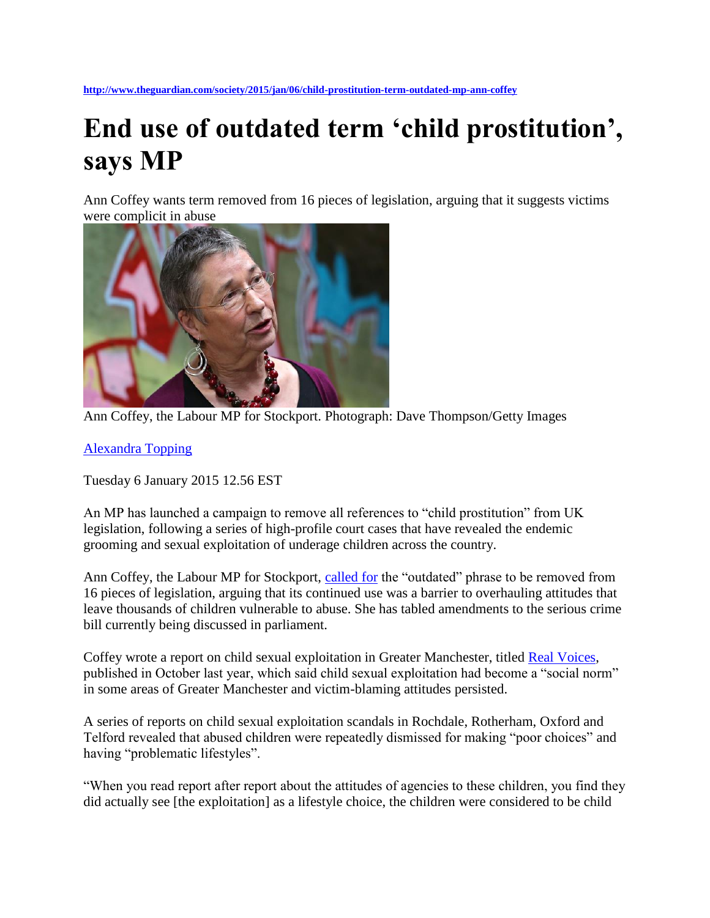http://www.theguardian.com/society/2015/jan/06/child-prostitution-term-outdated-mp-ann-coffey

# End use of outdated term 'child prostitution', says MP

Ann Coffey wants term removed from 16 pieces of legislation, arguing that it suggests victims were complicit in abuse

Ann Coffey, the Labour MP for Stockport. Photograph: Dave Thompson/Getty Images

Alexandra Topping

Tuesday 6 January 2015 12.56 EST

An MP has launched a campaign to remove all references to "child prostitution" from UK legislation, following a series of high-profile court cases that have revealed the endemic grooming and sexual exploitation of underage children across the country.

Ann Coffey, the Labour MP for Stockport, called for the "outdated" phrase to be removed from 16 pieces of legislation, arguing that its continued use was a barrier to overhauling attitudes that leave thousands of children vulnerable to abuse. She has tabled amendments to the serious crime bill currently being discussed in parliament.

Coffey wrote a report on child sexual exploitation in Greater Manchester, titled Real Voices, published in October last year, which said child sexual exploitation had become a "social norm" in some areas of Greater Manchester and victim-blaming attitudes persisted.

A series of reports on child sexual exploitation scandals in Rochdale, Rotherham, Oxford and Telford revealed that abused children were repeatedly dismissed for making "poor choices" and having "problematic lifestyles".

"When you read report after report about the attitudes of agencies to these children, you find they did actually see [the exploitation] as a lifestyle choice, the children were considered to be child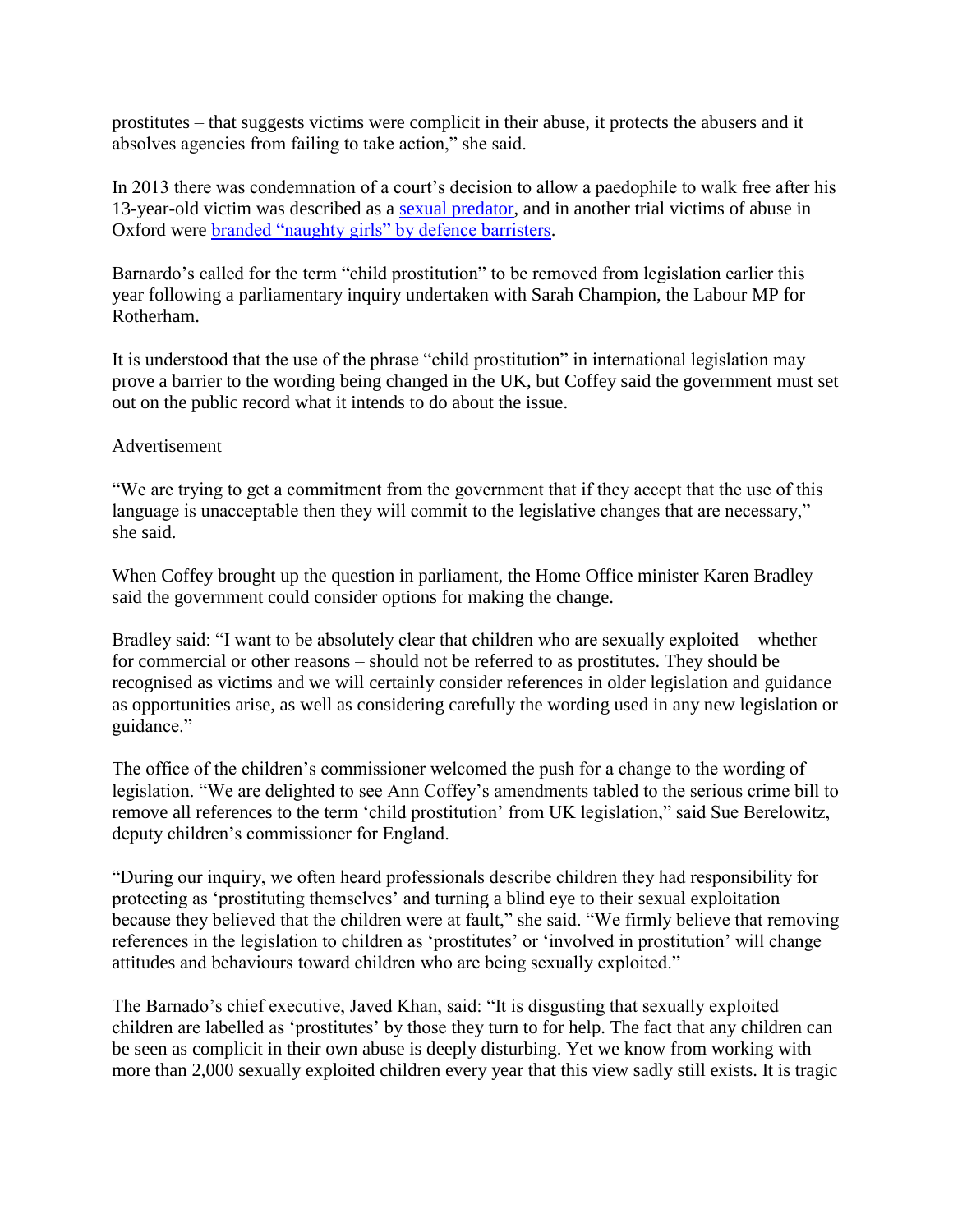prostitutes – that suggests victims were complicit in their abuse, it protects the abusers and it absolves agencies from failing to take action," she said.

In 2013 there was condemnation of a court's decision to allow a paedophile to walk free after his 13-year-old victim was described as a [sexual predator](), and in another trial victims of abuse in Oxford were [branded "naughty girls" by defence barristers]().

Barnardo's called for the term "child prostitution" to be removed from legislation earlier this year following a parliamentary inquiry undertaken with Sarah Champion, the Labour MP for Rotherham.

It is understood that the use of the phrase "child prostitution" in international legislation may prove a barrier to the wording being changed in the UK, but Coffey said the government must set out on the public record what it intends to do about the issue.

Advertisement

"We are trying to get a commitment from the government that if they accept that the use of this language is unacceptable then they will commit to the legislative changes that are necessary," she said.

When Coffey brought up the question in parliament, the Home Office minister Karen Bradley said the government could consider options for making the change.

Bradley said: "I want to be absolutely clear that children who are sexually exploited – whether for commercial or other reasons – should not be referred to as prostitutes. They should be recognised as victims and we will certainly consider references in older legislation and guidance as opportunities arise, as well as considering carefully the wording used in any new legislation or guidance."

The office of the children's commissioner welcomed the push for a change to the wording of legislation. "We are delighted to see Ann Coffey's amendments tabled to the serious crime bill to remove all references to the term 'child prostitution' from UK legislation," said Sue Berelowitz, deputy children's commissioner for England.

"During our inquiry, we often heard professionals describe children they had responsibility for protecting as 'prostituting themselves' and turning a blind eye to their sexual exploitation because they believed that the children were at fault," she said. "We firmly believe that removing references in the legislation to children as 'prostitutes' or 'involved in prostitution' will change attitudes and behaviours toward children who are being sexually exploited."

The Barnado's chief executive, Javed Khan, said: "It is disgusting that sexually exploited children are labelled as 'prostitutes' by those they turn to for help. The fact that any children can be seen as complicit in their own abuse is deeply disturbing. Yet we know from working with more than 2,000 sexually exploited children every year that this view sadly still exists. It is tragic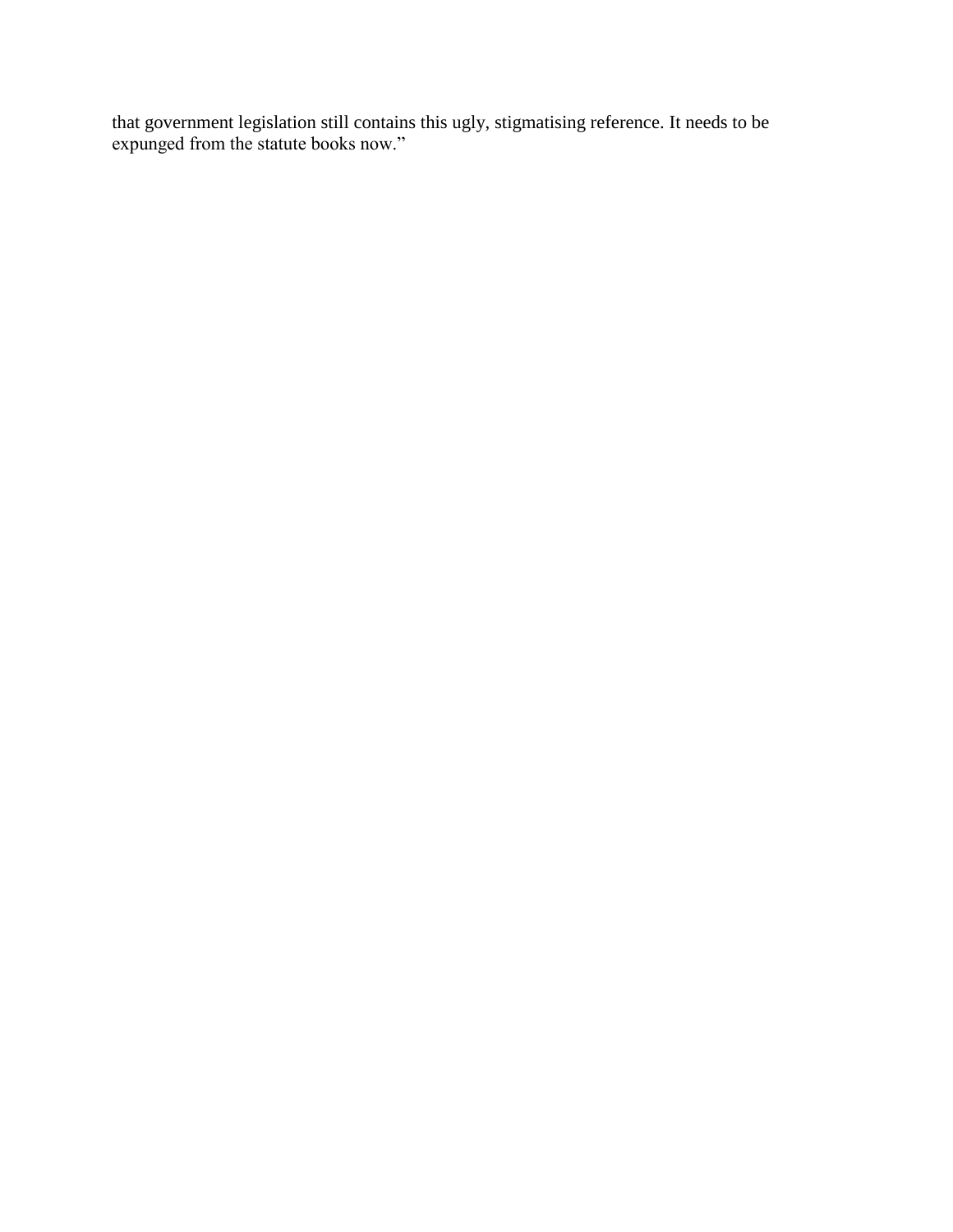that government legislation still contains this ugly, stigmatising reference. It needs to be expunged from the statute books now."